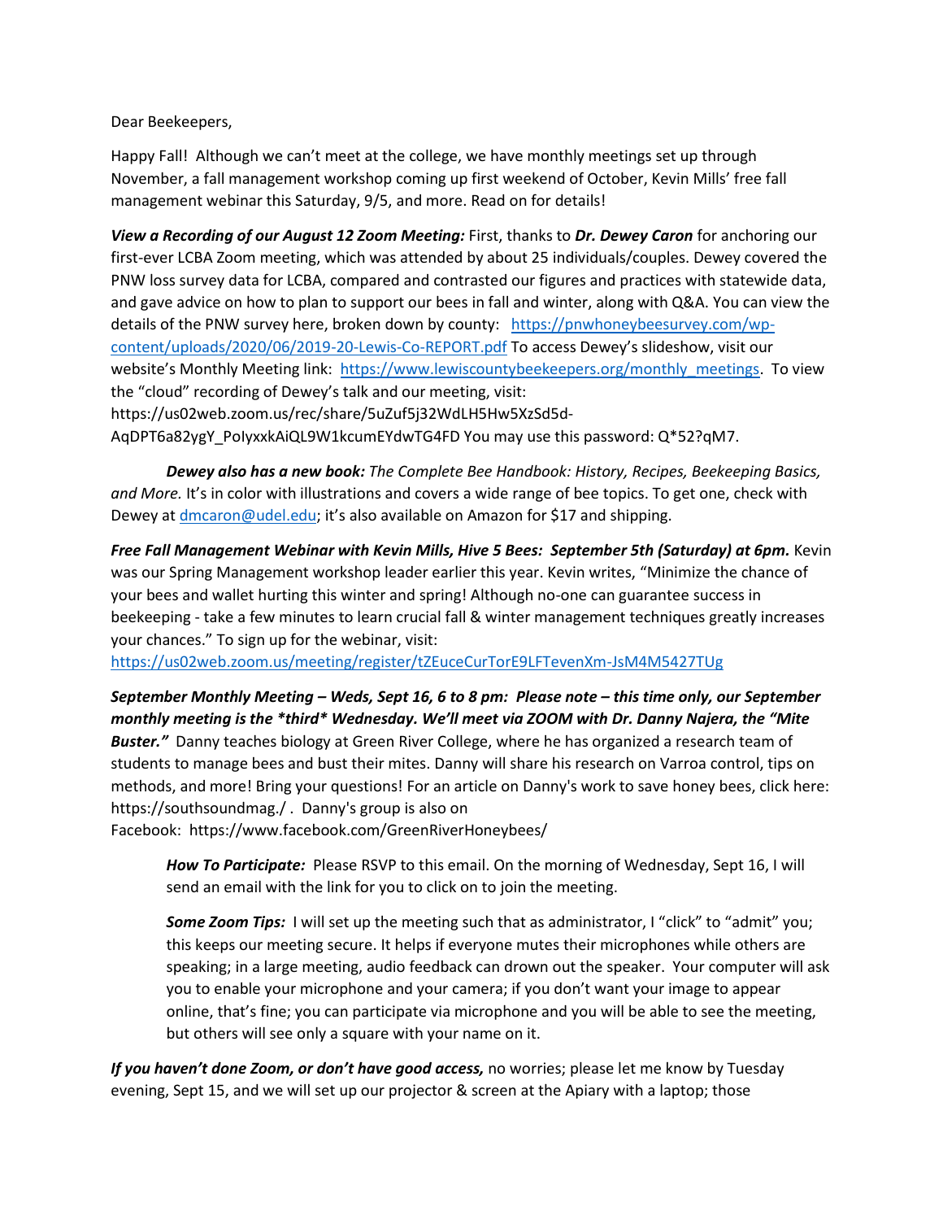Dear Beekeepers,

Happy Fall! Although we can't meet at the college, we have monthly meetings set up through November, a fall management workshop coming up first weekend of October, Kevin Mills' free fall management webinar this Saturday, 9/5, and more. Read on for details!

***View a Recording of our August 12 Zoom Meeting:*** First, thanks to ***Dr. Dewey Caron*** for anchoring our first-ever LCBA Zoom meeting, which was attended by about 25 individuals/couples. Dewey covered the PNW loss survey data for LCBA, compared and contrasted our figures and practices with statewide data, and gave advice on how to plan to support our bees in fall and winter, along with Q&A. You can view the details of the PNW survey here, broken down by county: https://pnwhoneybeesurvey.com/wp-content/uploads/2020/06/2019-20-Lewis-Co-REPORT.pdf To access Dewey's slideshow, visit our website's Monthly Meeting link: https://www.lewiscountybeekeepers.org/monthly_meetings. To view the "cloud" recording of Dewey's talk and our meeting, visit: https://us02web.zoom.us/rec/share/5uZuf5j32WdLH5Hw5XzSd5d-AqDPT6a82ygY_PoIyxxkAiQL9W1kcumEYdwTG4FD You may use this password: Q*52?qM7.

***Dewey also has a new book:*** *The Complete Bee Handbook: History, Recipes, Beekeeping Basics, and More.* It's in color with illustrations and covers a wide range of bee topics. To get one, check with Dewey at dmcaron@udel.edu; it's also available on Amazon for $17 and shipping.

***Free Fall Management Webinar with Kevin Mills, Hive 5 Bees: September 5th (Saturday) at 6pm.*** Kevin was our Spring Management workshop leader earlier this year. Kevin writes, "Minimize the chance of your bees and wallet hurting this winter and spring! Although no-one can guarantee success in beekeeping - take a few minutes to learn crucial fall & winter management techniques greatly increases your chances." To sign up for the webinar, visit: https://us02web.zoom.us/meeting/register/tZEuceCurTorE9LFTevenXm-JsM4M5427TUg

***September Monthly Meeting – Weds, Sept 16, 6 to 8 pm: Please note – this time only, our September monthly meeting is the *third* Wednesday. We'll meet via ZOOM with Dr. Danny Najera, the "Mite Buster."*** Danny teaches biology at Green River College, where he has organized a research team of students to manage bees and bust their mites. Danny will share his research on Varroa control, tips on methods, and more! Bring your questions! For an article on Danny's work to save honey bees, click here: https://southsoundmag./ . Danny's group is also on Facebook: https://www.facebook.com/GreenRiverHoneybees/

> ***How To Participate:*** Please RSVP to this email. On the morning of Wednesday, Sept 16, I will send an email with the link for you to click on to join the meeting.
>
> ***Some Zoom Tips:*** I will set up the meeting such that as administrator, I "click" to "admit" you; this keeps our meeting secure. It helps if everyone mutes their microphones while others are speaking; in a large meeting, audio feedback can drown out the speaker. Your computer will ask you to enable your microphone and your camera; if you don't want your image to appear online, that's fine; you can participate via microphone and you will be able to see the meeting, but others will see only a square with your name on it.

***If you haven't done Zoom, or don't have good access,*** no worries; please let me know by Tuesday evening, Sept 15, and we will set up our projector & screen at the Apiary with a laptop; those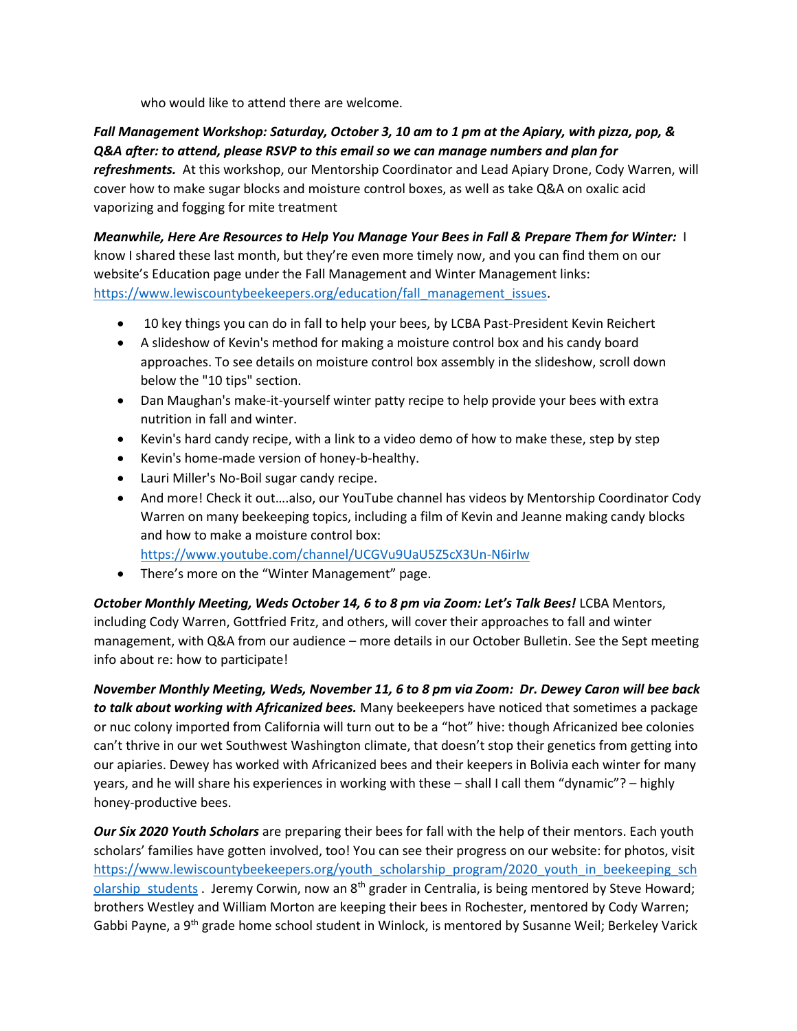who would like to attend there are welcome.

***Fall Management Workshop: Saturday, October 3, 10 am to 1 pm at the Apiary, with pizza, pop, & Q&A after: to attend, please RSVP to this email so we can manage numbers and plan for refreshments.*** At this workshop, our Mentorship Coordinator and Lead Apiary Drone, Cody Warren, will cover how to make sugar blocks and moisture control boxes, as well as take Q&A on oxalic acid vaporizing and fogging for mite treatment

***Meanwhile, Here Are Resources to Help You Manage Your Bees in Fall & Prepare Them for Winter:*** I know I shared these last month, but they're even more timely now, and you can find them on our website's Education page under the Fall Management and Winter Management links: https://www.lewiscountybeekeepers.org/education/fall_management_issues.

- 10 key things you can do in fall to help your bees, by LCBA Past-President Kevin Reichert
- A slideshow of Kevin's method for making a moisture control box and his candy board approaches. To see details on moisture control box assembly in the slideshow, scroll down below the "10 tips" section.
- Dan Maughan's make-it-yourself winter patty recipe to help provide your bees with extra nutrition in fall and winter.
- Kevin's hard candy recipe, with a link to a video demo of how to make these, step by step
- Kevin's home-made version of honey-b-healthy.
- Lauri Miller's No-Boil sugar candy recipe.
- And more! Check it out….also, our YouTube channel has videos by Mentorship Coordinator Cody Warren on many beekeeping topics, including a film of Kevin and Jeanne making candy blocks and how to make a moisture control box: https://www.youtube.com/channel/UCGVu9UaU5Z5cX3Un-N6irIw
- There's more on the "Winter Management" page.

***October Monthly Meeting, Weds October 14, 6 to 8 pm via Zoom: Let's Talk Bees!*** LCBA Mentors, including Cody Warren, Gottfried Fritz, and others, will cover their approaches to fall and winter management, with Q&A from our audience – more details in our October Bulletin. See the Sept meeting info about re: how to participate!

***November Monthly Meeting, Weds, November 11, 6 to 8 pm via Zoom: Dr. Dewey Caron will bee back to talk about working with Africanized bees.*** Many beekeepers have noticed that sometimes a package or nuc colony imported from California will turn out to be a "hot" hive: though Africanized bee colonies can't thrive in our wet Southwest Washington climate, that doesn't stop their genetics from getting into our apiaries. Dewey has worked with Africanized bees and their keepers in Bolivia each winter for many years, and he will share his experiences in working with these – shall I call them "dynamic"? – highly honey-productive bees.

***Our Six 2020 Youth Scholars*** are preparing their bees for fall with the help of their mentors. Each youth scholars' families have gotten involved, too! You can see their progress on our website: for photos, visit https://www.lewiscountybeekeepers.org/youth_scholarship_program/2020_youth_in_beekeeping_scholarship_students . Jeremy Corwin, now an 8th grader in Centralia, is being mentored by Steve Howard; brothers Westley and William Morton are keeping their bees in Rochester, mentored by Cody Warren; Gabbi Payne, a 9th grade home school student in Winlock, is mentored by Susanne Weil; Berkeley Varick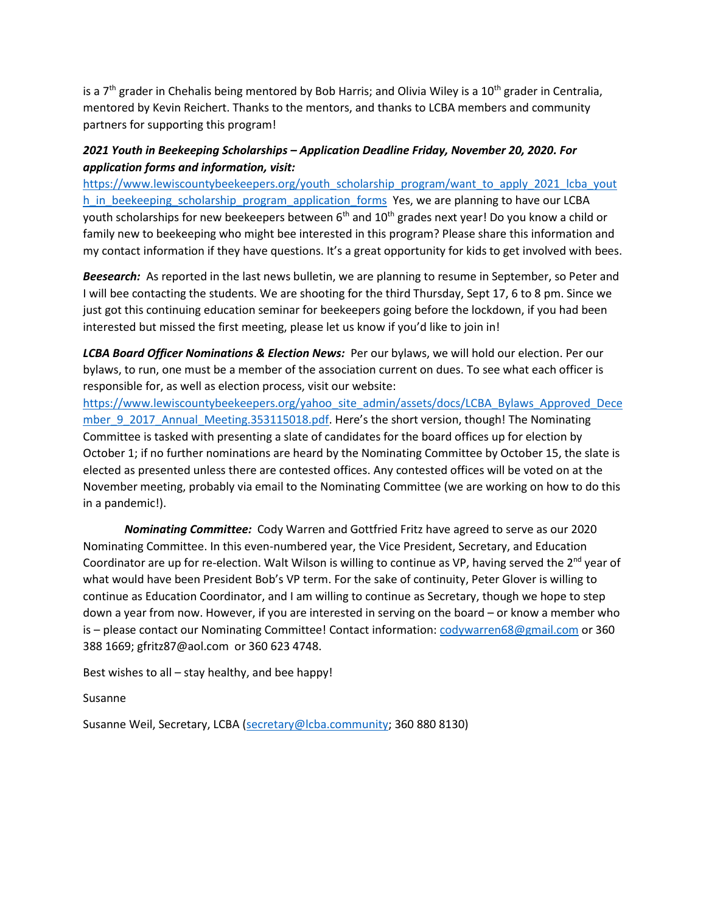is a 7th grader in Chehalis being mentored by Bob Harris; and Olivia Wiley is a 10th grader in Centralia, mentored by Kevin Reichert. Thanks to the mentors, and thanks to LCBA members and community partners for supporting this program!

***2021 Youth in Beekeeping Scholarships – Application Deadline Friday, November 20, 2020. For application forms and information, visit:*** https://www.lewiscountybeekeepers.org/youth_scholarship_program/want_to_apply_2021_lcba_youth_in_beekeeping_scholarship_program_application_forms Yes, we are planning to have our LCBA youth scholarships for new beekeepers between 6th and 10th grades next year! Do you know a child or family new to beekeeping who might bee interested in this program? Please share this information and my contact information if they have questions. It's a great opportunity for kids to get involved with bees.

***Beesearch:*** As reported in the last news bulletin, we are planning to resume in September, so Peter and I will bee contacting the students. We are shooting for the third Thursday, Sept 17, 6 to 8 pm. Since we just got this continuing education seminar for beekeepers going before the lockdown, if you had been interested but missed the first meeting, please let us know if you'd like to join in!

***LCBA Board Officer Nominations & Election News:*** Per our bylaws, we will hold our election. Per our bylaws, to run, one must be a member of the association current on dues. To see what each officer is responsible for, as well as election process, visit our website: https://www.lewiscountybeekeepers.org/yahoo_site_admin/assets/docs/LCBA_Bylaws_Approved_December_9_2017_Annual_Meeting.353115018.pdf. Here's the short version, though! The Nominating Committee is tasked with presenting a slate of candidates for the board offices up for election by October 1; if no further nominations are heard by the Nominating Committee by October 15, the slate is elected as presented unless there are contested offices. Any contested offices will be voted on at the November meeting, probably via email to the Nominating Committee (we are working on how to do this in a pandemic!).

***Nominating Committee:*** Cody Warren and Gottfried Fritz have agreed to serve as our 2020 Nominating Committee. In this even-numbered year, the Vice President, Secretary, and Education Coordinator are up for re-election. Walt Wilson is willing to continue as VP, having served the 2nd year of what would have been President Bob's VP term. For the sake of continuity, Peter Glover is willing to continue as Education Coordinator, and I am willing to continue as Secretary, though we hope to step down a year from now. However, if you are interested in serving on the board – or know a member who is – please contact our Nominating Committee! Contact information: codywarren68@gmail.com or 360 388 1669; gfritz87@aol.com or 360 623 4748.

Best wishes to all – stay healthy, and bee happy!

Susanne

Susanne Weil, Secretary, LCBA (secretary@lcba.community; 360 880 8130)